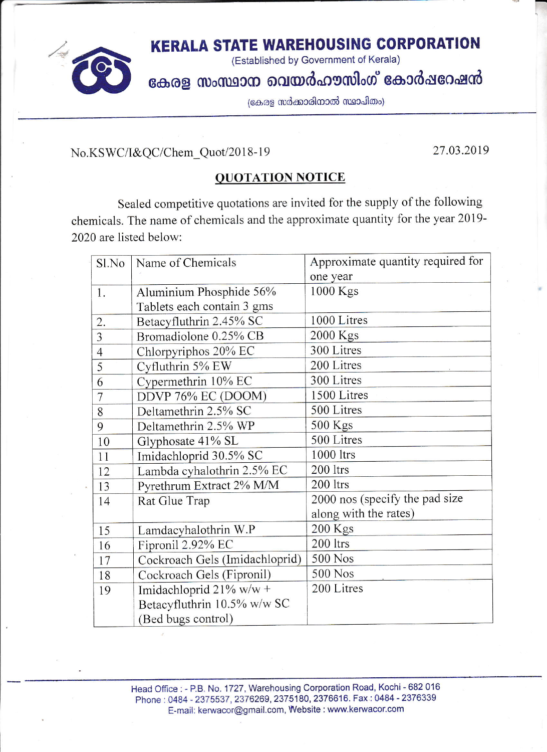# KERALA STATE WAREHOUSING CORPORATION

(Established by Government of Kerala)

കേരള സംസ്ഥാന വെയർഹൗസിംഗ് കോർപ്പറേഷൻ

(കേരള സർക്കാരിനാൽ സ്ഥാപിതം)

No.KSWC/I&QC/Chem_Quot/2018-19

27.03.2019

## QUOTATION NOTICE

Sealed competitive quotations are invited for the supply of the following chemicals. The name of chemicals and the approximate quantity for the year 2019-2020 are listed below:

| Sl.No | Name of Chemicals | Approximate quantity required for one year |
|---|---|---|
| 1. | Aluminium Phosphide 56% Tablets each contain 3 gms | 1000 Kgs |
| 2. | Betacyfluthrin 2.45% SC | 1000 Litres |
| 3 | Bromadiolone 0.25% CB | 2000 Kgs |
| 4 | Chlorpyriphos 20% EC | 300 Litres |
| 5 | Cyfluthrin 5% EW | 200 Litres |
| 6 | Cypermethrin 10% EC | 300 Litres |
| 7 | DDVP 76% EC (DOOM) | 1500 Litres |
| 8 | Deltamethrin 2.5% SC | 500 Litres |
| 9 | Deltamethrin 2.5% WP | 500 Kgs |
| 10 | Glyphosate 41% SL | 500 Litres |
| 11 | Imidachloprid 30.5% SC | 1000 ltrs |
| 12 | Lambda cyhalothrin 2.5% EC | 200 ltrs |
| 13 | Pyrethrum Extract 2% M/M | 200 ltrs |
| 14 | Rat Glue Trap | 2000 nos (specify the pad size along with the rates) |
| 15 | Lamdacyhalothrin W.P | 200 Kgs |
| 16 | Fipronil 2.92% EC | 200 ltrs |
| 17 | Cockroach Gels (Imidachloprid) | 500 Nos |
| 18 | Cockroach Gels (Fipronil) | 500 Nos |
| 19 | Imidachloprid 21% w/w + Betacyfluthrin 10.5% w/w SC (Bed bugs control) | 200 Litres |

Head Office : - P.B. No. 1727, Warehousing Corporation Road, Kochi - 682 016
Phone : 0484 - 2375537, 2376269, 2375180, 2376616. Fax : 0484 - 2376339
E-mail: kerwacor@gmail.com, Website : www.kerwacor.com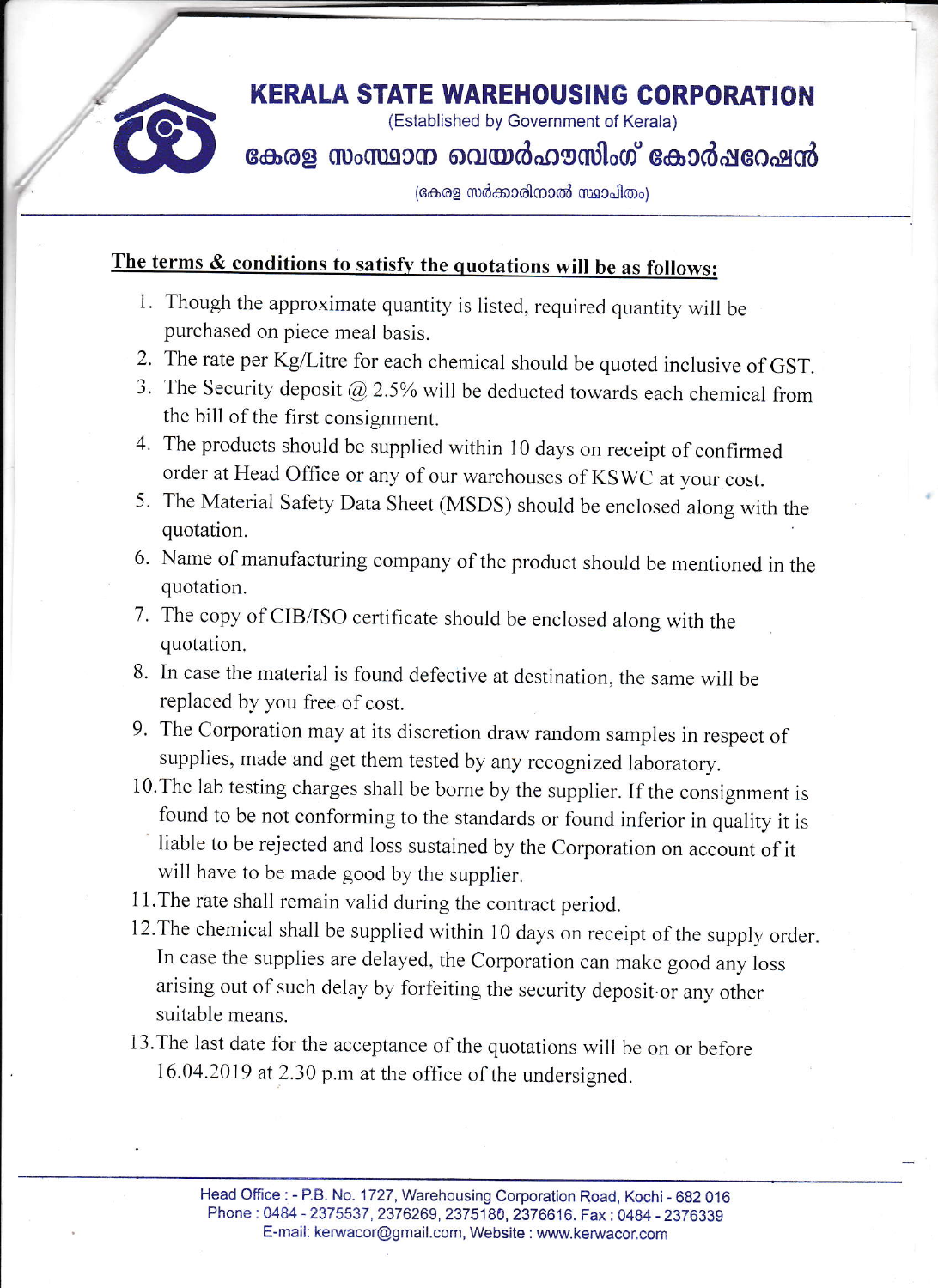# KERALA STATE WAREHOUSING CORPORATION

(Established by Government of Kerala)

# കേരള സംസ്ഥാന വെയർഹൗസിംഗ് കോർപ്പറേഷൻ

(കേരള സർക്കാരിനാൽ സ്ഥാപിതം)

**The terms & conditions to satisfy the quotations will be as follows:**

1. Though the approximate quantity is listed, required quantity will be purchased on piece meal basis.
2. The rate per Kg/Litre for each chemical should be quoted inclusive of GST.
3. The Security deposit @ 2.5% will be deducted towards each chemical from the bill of the first consignment.
4. The products should be supplied within 10 days on receipt of confirmed order at Head Office or any of our warehouses of KSWC at your cost.
5. The Material Safety Data Sheet (MSDS) should be enclosed along with the quotation.
6. Name of manufacturing company of the product should be mentioned in the quotation.
7. The copy of CIB/ISO certificate should be enclosed along with the quotation.
8. In case the material is found defective at destination, the same will be replaced by you free of cost.
9. The Corporation may at its discretion draw random samples in respect of supplies, made and get them tested by any recognized laboratory.
10. The lab testing charges shall be borne by the supplier. If the consignment is found to be not conforming to the standards or found inferior in quality it is liable to be rejected and loss sustained by the Corporation on account of it will have to be made good by the supplier.
11. The rate shall remain valid during the contract period.
12. The chemical shall be supplied within 10 days on receipt of the supply order. In case the supplies are delayed, the Corporation can make good any loss arising out of such delay by forfeiting the security deposit or any other suitable means.
13. The last date for the acceptance of the quotations will be on or before 16.04.2019 at 2.30 p.m at the office of the undersigned.

Head Office : - P.B. No. 1727, Warehousing Corporation Road, Kochi - 682 016
Phone : 0484 - 2375537, 2376269, 2375180, 2376616. Fax : 0484 - 2376339
E-mail: kerwacor@gmail.com, Website : www.kerwacor.com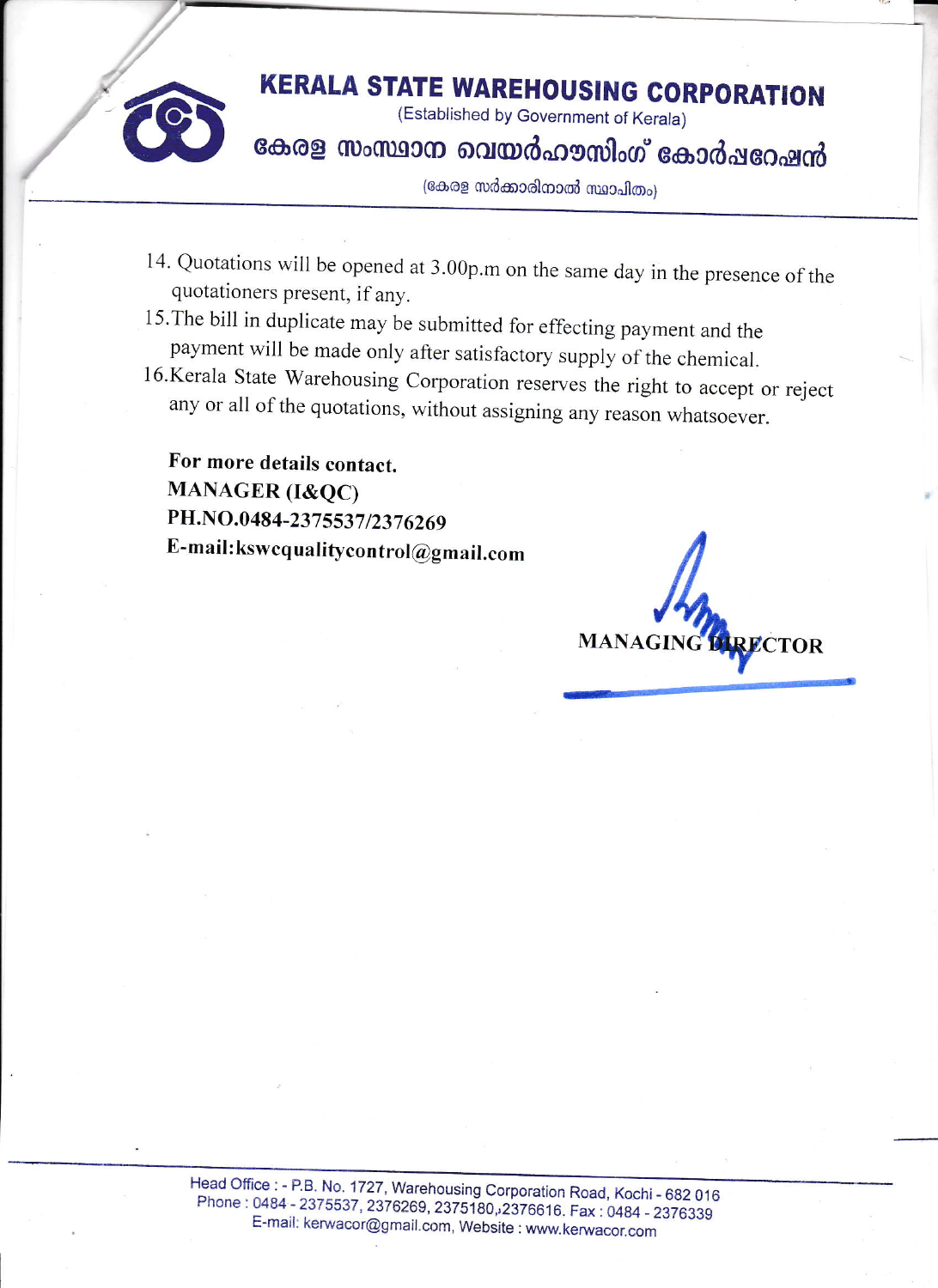14. Quotations will be opened at 3.00p.m on the same day in the presence of the quotationers present, if any.
15. The bill in duplicate may be submitted for effecting payment and the payment will be made only after satisfactory supply of the chemical.
16. Kerala State Warehousing Corporation reserves the right to accept or reject any or all of the quotations, without assigning any reason whatsoever.

**For more details contact.**
**MANAGER (I&QC)**
**PH.NO.0484-2375537/2376269**
**E-mail:kswcqualitycontrol@gmail.com**

**MANAGING DIRECTOR**